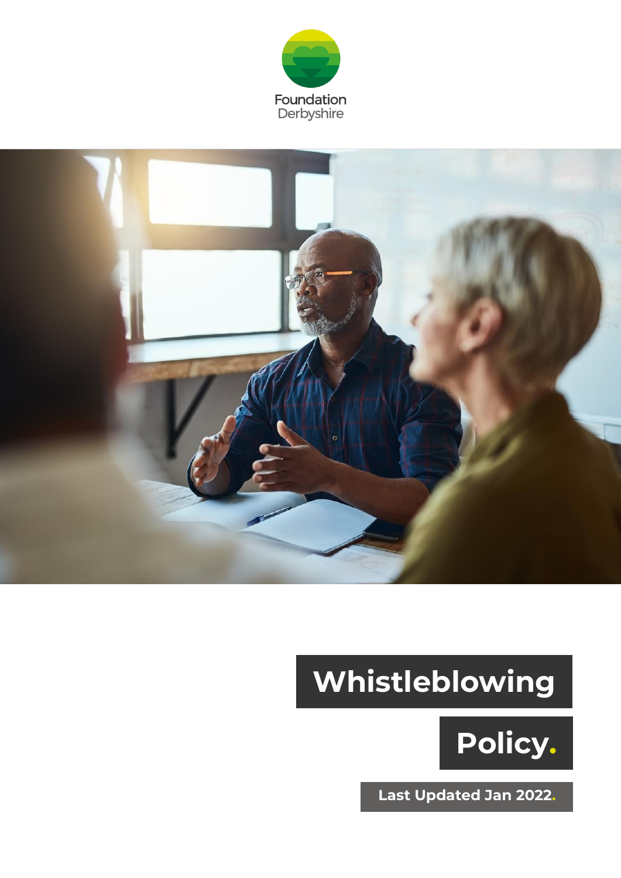Foundation Derbyshire

# Whistleblowing Policy.

**Last Updated Jan 2022.**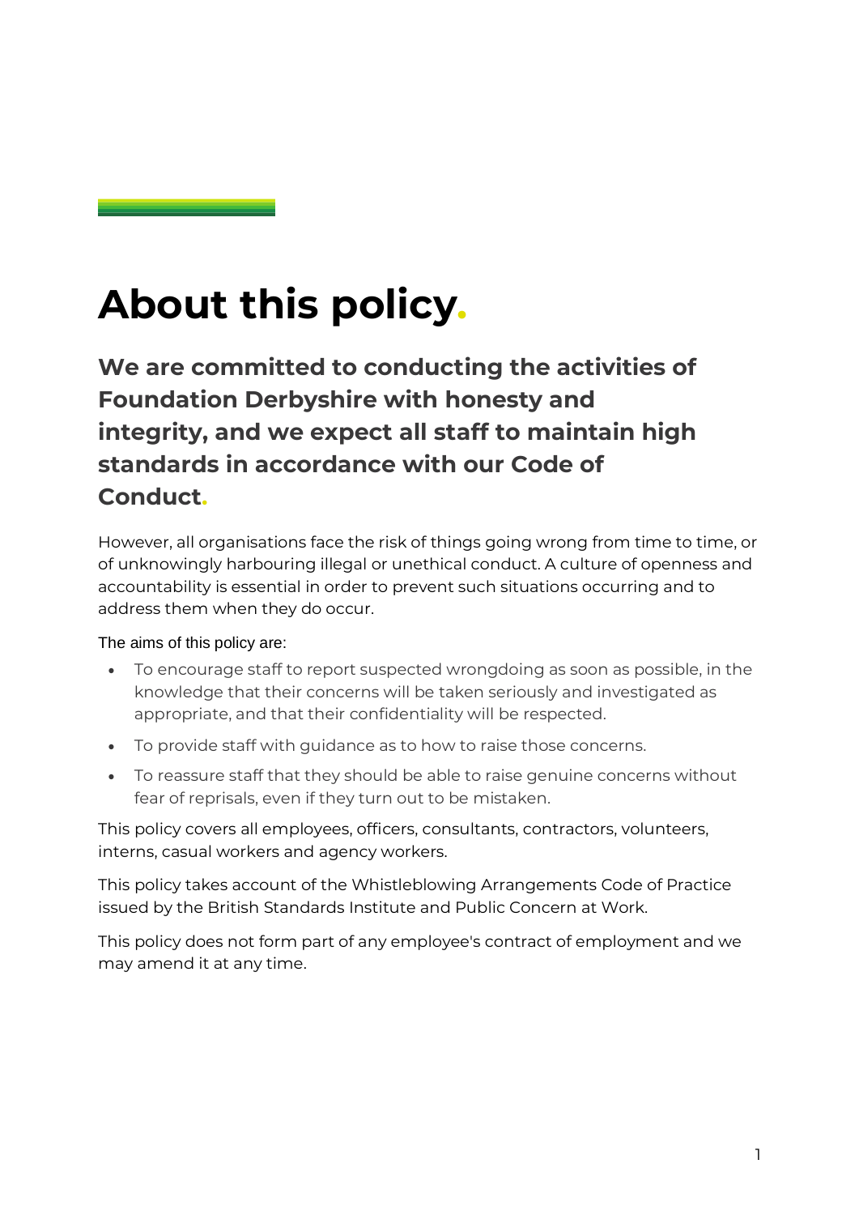# About this policy.

## We are committed to conducting the activities of Foundation Derbyshire with honesty and integrity, and we expect all staff to maintain high standards in accordance with our Code of Conduct.

However, all organisations face the risk of things going wrong from time to time, or of unknowingly harbouring illegal or unethical conduct. A culture of openness and accountability is essential in order to prevent such situations occurring and to address them when they do occur.

The aims of this policy are:

- To encourage staff to report suspected wrongdoing as soon as possible, in the knowledge that their concerns will be taken seriously and investigated as appropriate, and that their confidentiality will be respected.
- To provide staff with guidance as to how to raise those concerns.
- To reassure staff that they should be able to raise genuine concerns without fear of reprisals, even if they turn out to be mistaken.

This policy covers all employees, officers, consultants, contractors, volunteers, interns, casual workers and agency workers.

This policy takes account of the Whistleblowing Arrangements Code of Practice issued by the British Standards Institute and Public Concern at Work.

This policy does not form part of any employee's contract of employment and we may amend it at any time.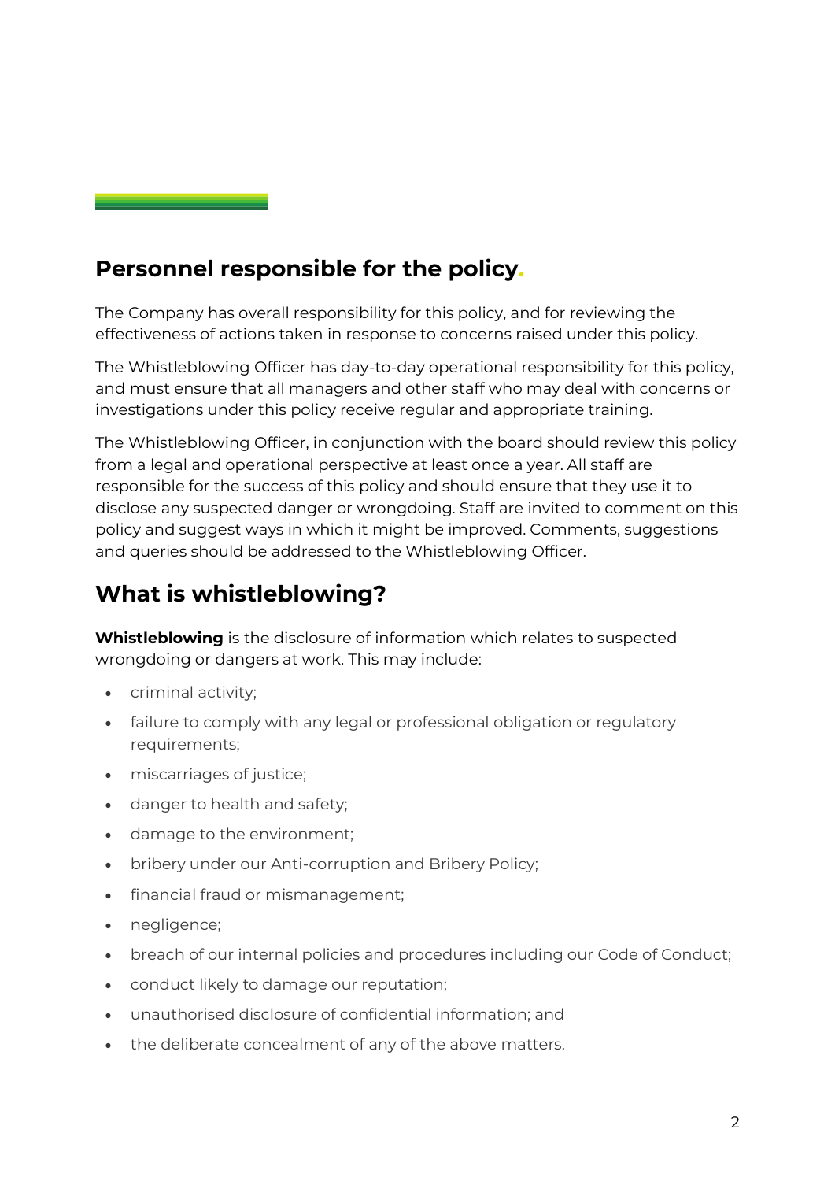## Personnel responsible for the policy.

The Company has overall responsibility for this policy, and for reviewing the effectiveness of actions taken in response to concerns raised under this policy.

The Whistleblowing Officer has day-to-day operational responsibility for this policy, and must ensure that all managers and other staff who may deal with concerns or investigations under this policy receive regular and appropriate training.

The Whistleblowing Officer, in conjunction with the board should review this policy from a legal and operational perspective at least once a year. All staff are responsible for the success of this policy and should ensure that they use it to disclose any suspected danger or wrongdoing. Staff are invited to comment on this policy and suggest ways in which it might be improved. Comments, suggestions and queries should be addressed to the Whistleblowing Officer.

## What is whistleblowing?

**Whistleblowing** is the disclosure of information which relates to suspected wrongdoing or dangers at work. This may include:

- criminal activity;
- failure to comply with any legal or professional obligation or regulatory requirements;
- miscarriages of justice;
- danger to health and safety;
- damage to the environment;
- bribery under our Anti-corruption and Bribery Policy;
- financial fraud or mismanagement;
- negligence;
- breach of our internal policies and procedures including our Code of Conduct;
- conduct likely to damage our reputation;
- unauthorised disclosure of confidential information; and
- the deliberate concealment of any of the above matters.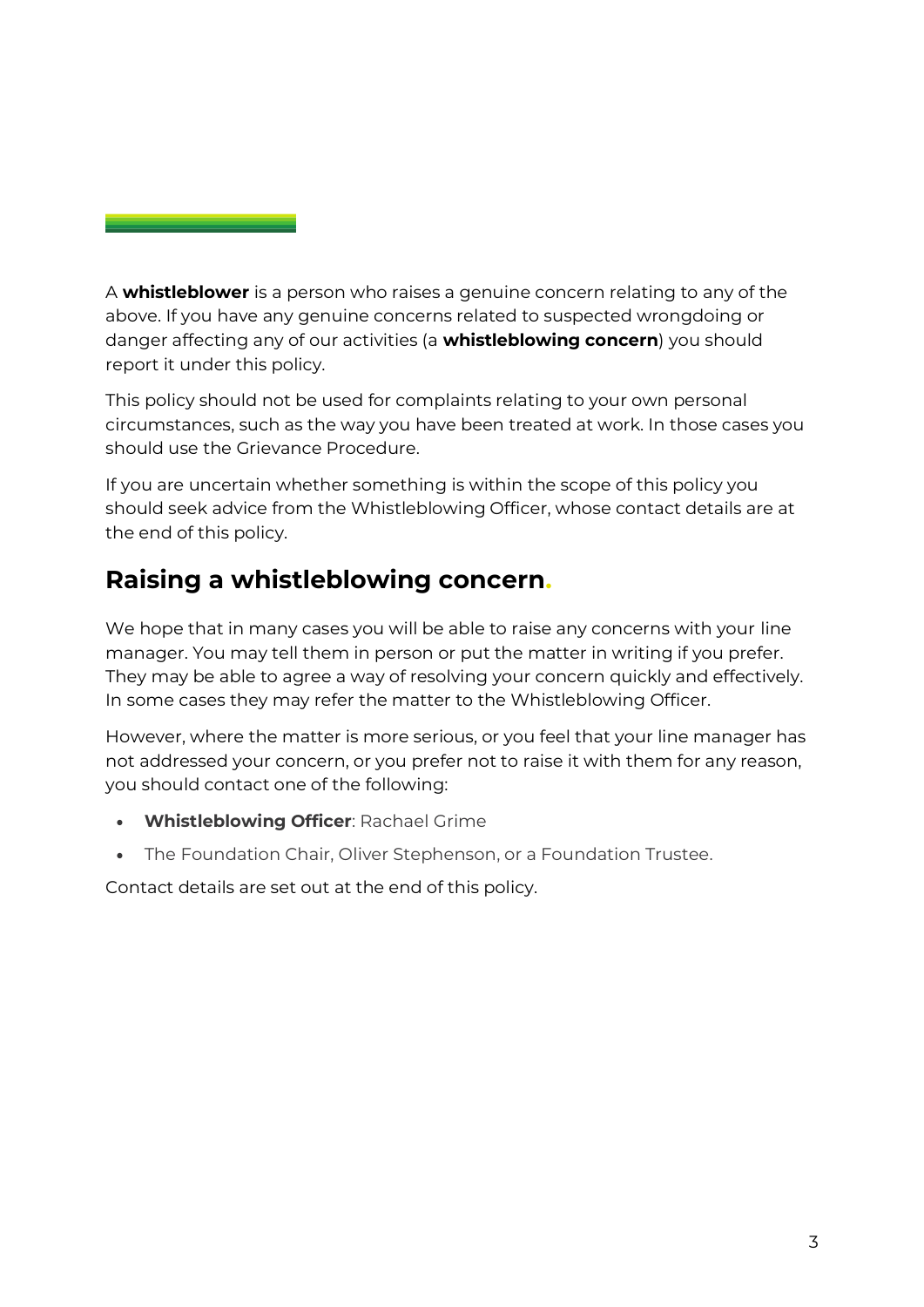A **whistleblower** is a person who raises a genuine concern relating to any of the above. If you have any genuine concerns related to suspected wrongdoing or danger affecting any of our activities (a **whistleblowing concern**) you should report it under this policy.

This policy should not be used for complaints relating to your own personal circumstances, such as the way you have been treated at work. In those cases you should use the Grievance Procedure.

If you are uncertain whether something is within the scope of this policy you should seek advice from the Whistleblowing Officer, whose contact details are at the end of this policy.

## Raising a whistleblowing concern.

We hope that in many cases you will be able to raise any concerns with your line manager. You may tell them in person or put the matter in writing if you prefer. They may be able to agree a way of resolving your concern quickly and effectively. In some cases they may refer the matter to the Whistleblowing Officer.

However, where the matter is more serious, or you feel that your line manager has not addressed your concern, or you prefer not to raise it with them for any reason, you should contact one of the following:

- **Whistleblowing Officer**: Rachael Grime
- The Foundation Chair, Oliver Stephenson, or a Foundation Trustee.

Contact details are set out at the end of this policy.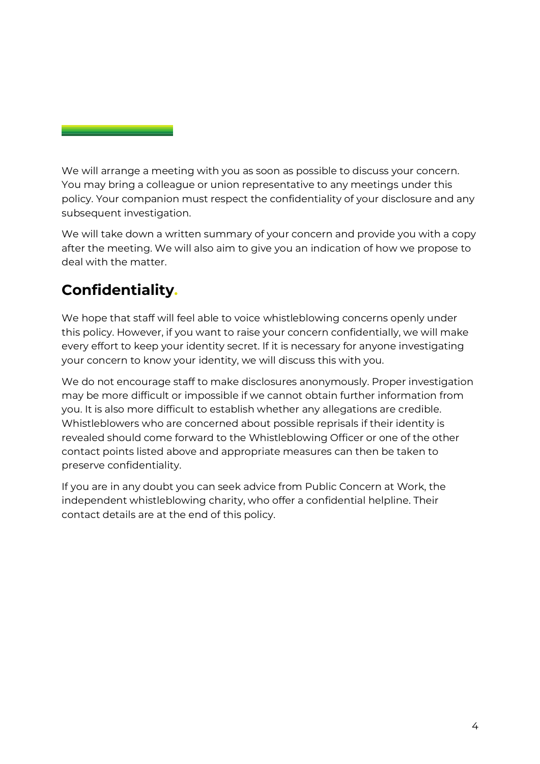We will arrange a meeting with you as soon as possible to discuss your concern. You may bring a colleague or union representative to any meetings under this policy. Your companion must respect the confidentiality of your disclosure and any subsequent investigation.

We will take down a written summary of your concern and provide you with a copy after the meeting. We will also aim to give you an indication of how we propose to deal with the matter.

## Confidentiality.

We hope that staff will feel able to voice whistleblowing concerns openly under this policy. However, if you want to raise your concern confidentially, we will make every effort to keep your identity secret. If it is necessary for anyone investigating your concern to know your identity, we will discuss this with you.

We do not encourage staff to make disclosures anonymously. Proper investigation may be more difficult or impossible if we cannot obtain further information from you. It is also more difficult to establish whether any allegations are credible. Whistleblowers who are concerned about possible reprisals if their identity is revealed should come forward to the Whistleblowing Officer or one of the other contact points listed above and appropriate measures can then be taken to preserve confidentiality.

If you are in any doubt you can seek advice from Public Concern at Work, the independent whistleblowing charity, who offer a confidential helpline. Their contact details are at the end of this policy.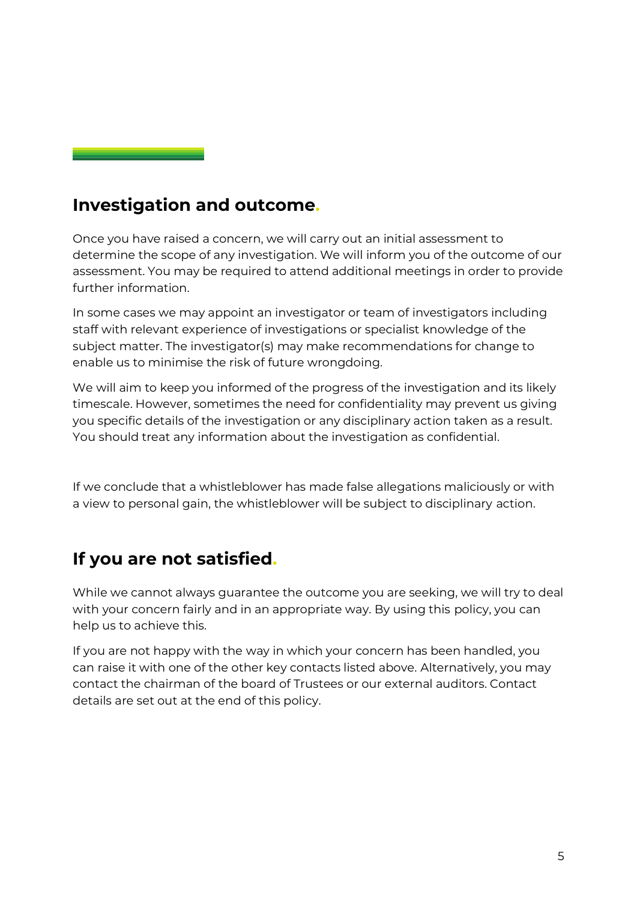## Investigation and outcome.

Once you have raised a concern, we will carry out an initial assessment to determine the scope of any investigation. We will inform you of the outcome of our assessment. You may be required to attend additional meetings in order to provide further information.

In some cases we may appoint an investigator or team of investigators including staff with relevant experience of investigations or specialist knowledge of the subject matter. The investigator(s) may make recommendations for change to enable us to minimise the risk of future wrongdoing.

We will aim to keep you informed of the progress of the investigation and its likely timescale. However, sometimes the need for confidentiality may prevent us giving you specific details of the investigation or any disciplinary action taken as a result. You should treat any information about the investigation as confidential.

If we conclude that a whistleblower has made false allegations maliciously or with a view to personal gain, the whistleblower will be subject to disciplinary action.

## If you are not satisfied.

While we cannot always guarantee the outcome you are seeking, we will try to deal with your concern fairly and in an appropriate way. By using this policy, you can help us to achieve this.

If you are not happy with the way in which your concern has been handled, you can raise it with one of the other key contacts listed above. Alternatively, you may contact the chairman of the board of Trustees or our external auditors. Contact details are set out at the end of this policy.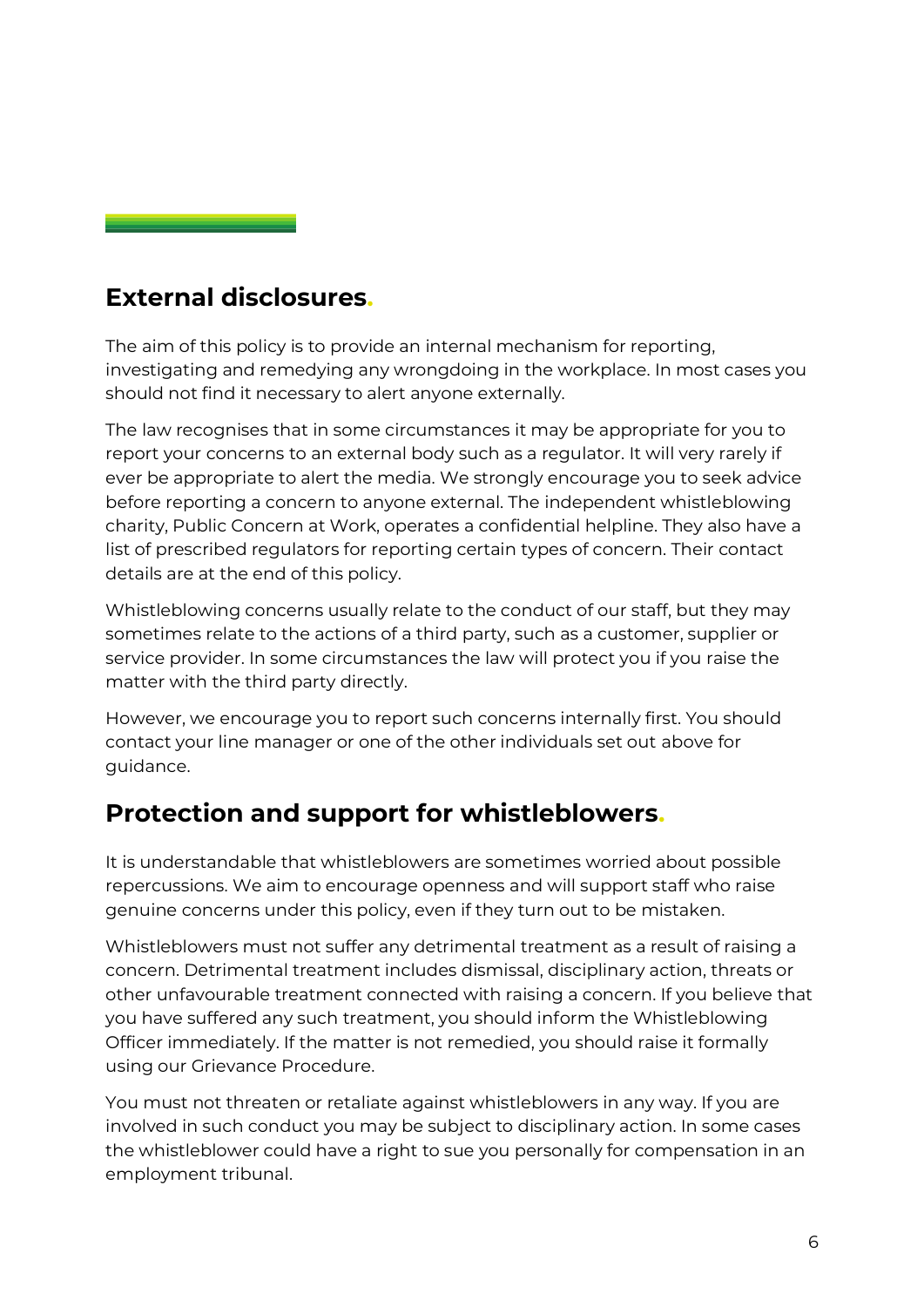## External disclosures.

The aim of this policy is to provide an internal mechanism for reporting, investigating and remedying any wrongdoing in the workplace. In most cases you should not find it necessary to alert anyone externally.

The law recognises that in some circumstances it may be appropriate for you to report your concerns to an external body such as a regulator. It will very rarely if ever be appropriate to alert the media. We strongly encourage you to seek advice before reporting a concern to anyone external. The independent whistleblowing charity, Public Concern at Work, operates a confidential helpline. They also have a list of prescribed regulators for reporting certain types of concern. Their contact details are at the end of this policy.

Whistleblowing concerns usually relate to the conduct of our staff, but they may sometimes relate to the actions of a third party, such as a customer, supplier or service provider. In some circumstances the law will protect you if you raise the matter with the third party directly.

However, we encourage you to report such concerns internally first. You should contact your line manager or one of the other individuals set out above for guidance.

## Protection and support for whistleblowers.

It is understandable that whistleblowers are sometimes worried about possible repercussions. We aim to encourage openness and will support staff who raise genuine concerns under this policy, even if they turn out to be mistaken.

Whistleblowers must not suffer any detrimental treatment as a result of raising a concern. Detrimental treatment includes dismissal, disciplinary action, threats or other unfavourable treatment connected with raising a concern. If you believe that you have suffered any such treatment, you should inform the Whistleblowing Officer immediately. If the matter is not remedied, you should raise it formally using our Grievance Procedure.

You must not threaten or retaliate against whistleblowers in any way. If you are involved in such conduct you may be subject to disciplinary action. In some cases the whistleblower could have a right to sue you personally for compensation in an employment tribunal.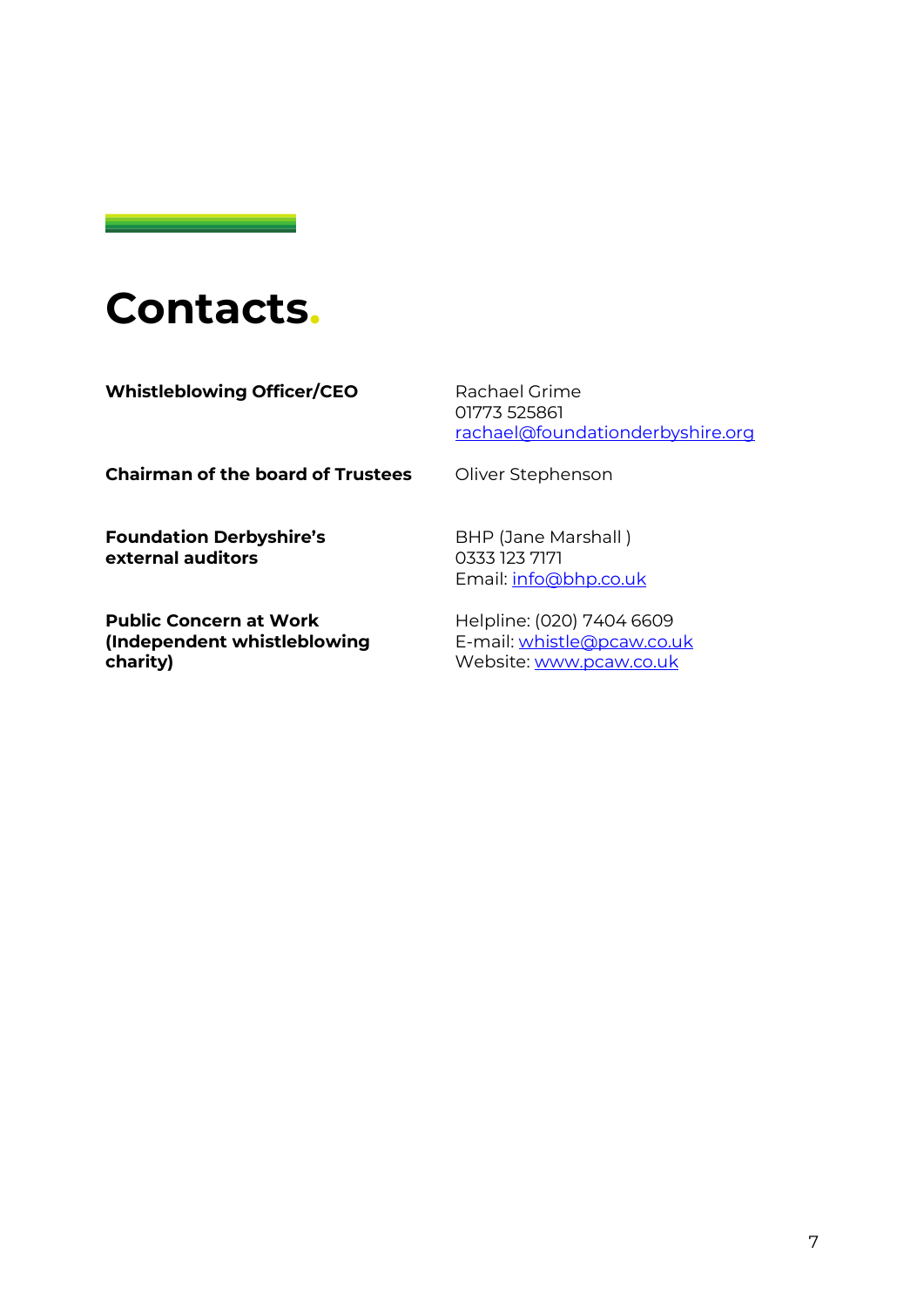# Contacts.

| | |
|---|---|
| **Whistleblowing Officer/CEO** | Rachael Grime<br>01773 525861<br>rachael@foundationderbyshire.org |
| **Chairman of the board of Trustees** | Oliver Stephenson |
| **Foundation Derbyshire's external auditors** | BHP (Jane Marshall )<br>0333 123 7171<br>Email: info@bhp.co.uk |
| **Public Concern at Work (Independent whistleblowing charity)** | Helpline: (020) 7404 6609<br>E-mail: whistle@pcaw.co.uk<br>Website: www.pcaw.co.uk |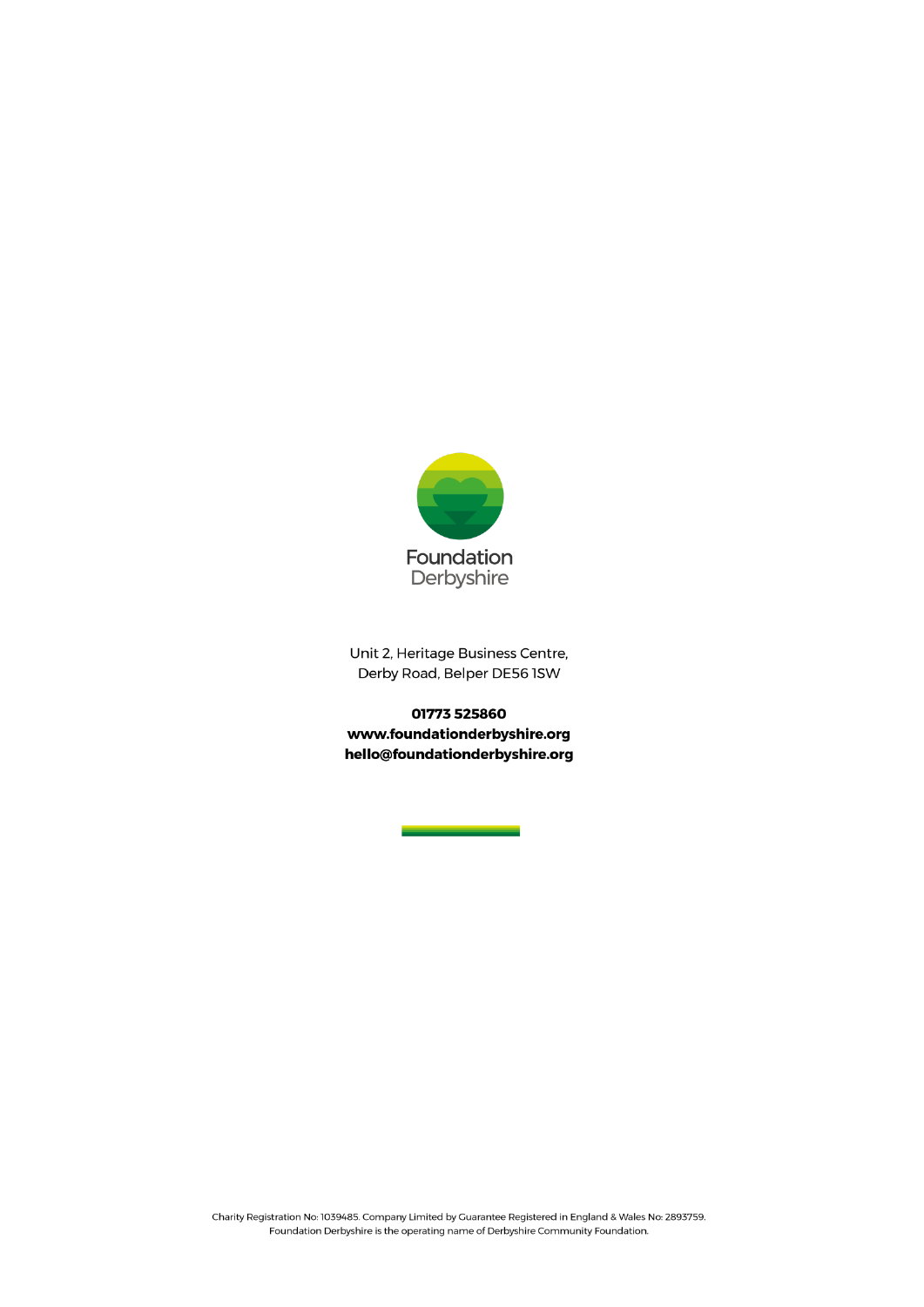Foundation
Derbyshire

Unit 2, Heritage Business Centre,
Derby Road, Belper DE56 1SW

**01773 525860**
**www.foundationderbyshire.org**
**hello@foundationderbyshire.org**

Charity Registration No: 1039485. Company Limited by Guarantee Registered in England & Wales No: 2893759.
Foundation Derbyshire is the operating name of Derbyshire Community Foundation.